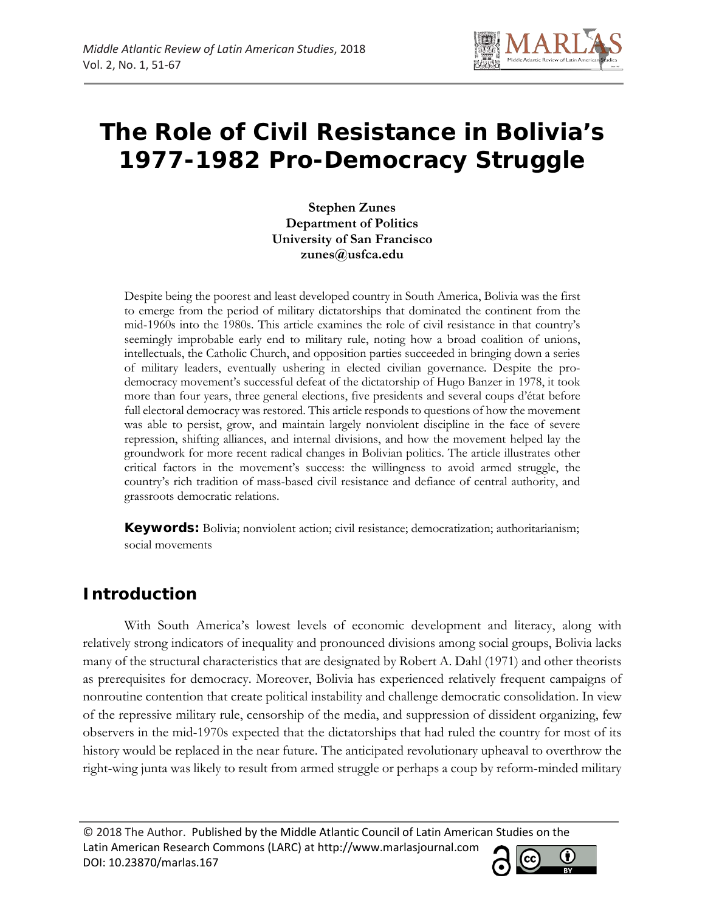# The Role of Civil Resistance in Bolivia's 1977-1982 Pro-Democracy Struggle

**Stephen Zunes**
**Department of Politics**
**University of San Francisco**
**zunes@usfca.edu**

Despite being the poorest and least developed country in South America, Bolivia was the first to emerge from the period of military dictatorships that dominated the continent from the mid-1960s into the 1980s. This article examines the role of civil resistance in that country's seemingly improbable early end to military rule, noting how a broad coalition of unions, intellectuals, the Catholic Church, and opposition parties succeeded in bringing down a series of military leaders, eventually ushering in elected civilian governance. Despite the pro-democracy movement's successful defeat of the dictatorship of Hugo Banzer in 1978, it took more than four years, three general elections, five presidents and several coups d'état before full electoral democracy was restored. This article responds to questions of how the movement was able to persist, grow, and maintain largely nonviolent discipline in the face of severe repression, shifting alliances, and internal divisions, and how the movement helped lay the groundwork for more recent radical changes in Bolivian politics. The article illustrates other critical factors in the movement's success: the willingness to avoid armed struggle, the country's rich tradition of mass-based civil resistance and defiance of central authority, and grassroots democratic relations.

**Keywords:** Bolivia; nonviolent action; civil resistance; democratization; authoritarianism; social movements

## Introduction

With South America's lowest levels of economic development and literacy, along with relatively strong indicators of inequality and pronounced divisions among social groups, Bolivia lacks many of the structural characteristics that are designated by Robert A. Dahl (1971) and other theorists as prerequisites for democracy. Moreover, Bolivia has experienced relatively frequent campaigns of nonroutine contention that create political instability and challenge democratic consolidation. In view of the repressive military rule, censorship of the media, and suppression of dissident organizing, few observers in the mid-1970s expected that the dictatorships that had ruled the country for most of its history would be replaced in the near future. The anticipated revolutionary upheaval to overthrow the right-wing junta was likely to result from armed struggle or perhaps a coup by reform-minded military

© 2018 The Author. Published by the Middle Atlantic Council of Latin American Studies on the Latin American Research Commons (LARC) at http://www.marlasjournal.com
DOI: 10.23870/marlas.167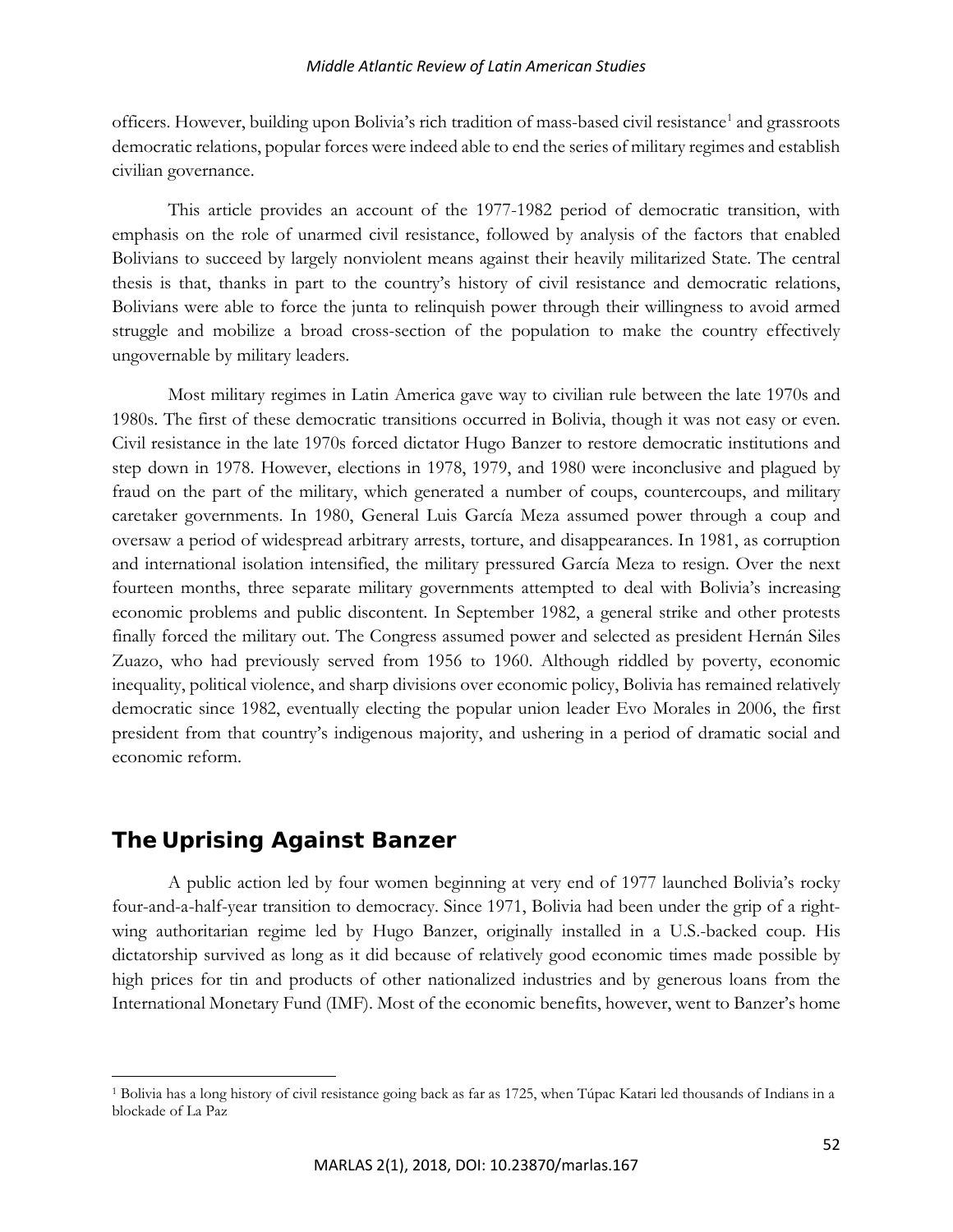officers. However, building upon Bolivia's rich tradition of mass-based civil resistance[1] and grassroots democratic relations, popular forces were indeed able to end the series of military regimes and establish civilian governance.

This article provides an account of the 1977-1982 period of democratic transition, with emphasis on the role of unarmed civil resistance, followed by analysis of the factors that enabled Bolivians to succeed by largely nonviolent means against their heavily militarized State. The central thesis is that, thanks in part to the country's history of civil resistance and democratic relations, Bolivians were able to force the junta to relinquish power through their willingness to avoid armed struggle and mobilize a broad cross-section of the population to make the country effectively ungovernable by military leaders.

Most military regimes in Latin America gave way to civilian rule between the late 1970s and 1980s. The first of these democratic transitions occurred in Bolivia, though it was not easy or even. Civil resistance in the late 1970s forced dictator Hugo Banzer to restore democratic institutions and step down in 1978. However, elections in 1978, 1979, and 1980 were inconclusive and plagued by fraud on the part of the military, which generated a number of coups, countercoups, and military caretaker governments. In 1980, General Luis García Meza assumed power through a coup and oversaw a period of widespread arbitrary arrests, torture, and disappearances. In 1981, as corruption and international isolation intensified, the military pressured García Meza to resign. Over the next fourteen months, three separate military governments attempted to deal with Bolivia's increasing economic problems and public discontent. In September 1982, a general strike and other protests finally forced the military out. The Congress assumed power and selected as president Hernán Siles Zuazo, who had previously served from 1956 to 1960. Although riddled by poverty, economic inequality, political violence, and sharp divisions over economic policy, Bolivia has remained relatively democratic since 1982, eventually electing the popular union leader Evo Morales in 2006, the first president from that country's indigenous majority, and ushering in a period of dramatic social and economic reform.

## The Uprising Against Banzer

A public action led by four women beginning at very end of 1977 launched Bolivia's rocky four-and-a-half-year transition to democracy. Since 1971, Bolivia had been under the grip of a right-wing authoritarian regime led by Hugo Banzer, originally installed in a U.S.-backed coup. His dictatorship survived as long as it did because of relatively good economic times made possible by high prices for tin and products of other nationalized industries and by generous loans from the International Monetary Fund (IMF). Most of the economic benefits, however, went to Banzer's home

---

[1] Bolivia has a long history of civil resistance going back as far as 1725, when Túpac Katari led thousands of Indians in a blockade of La Paz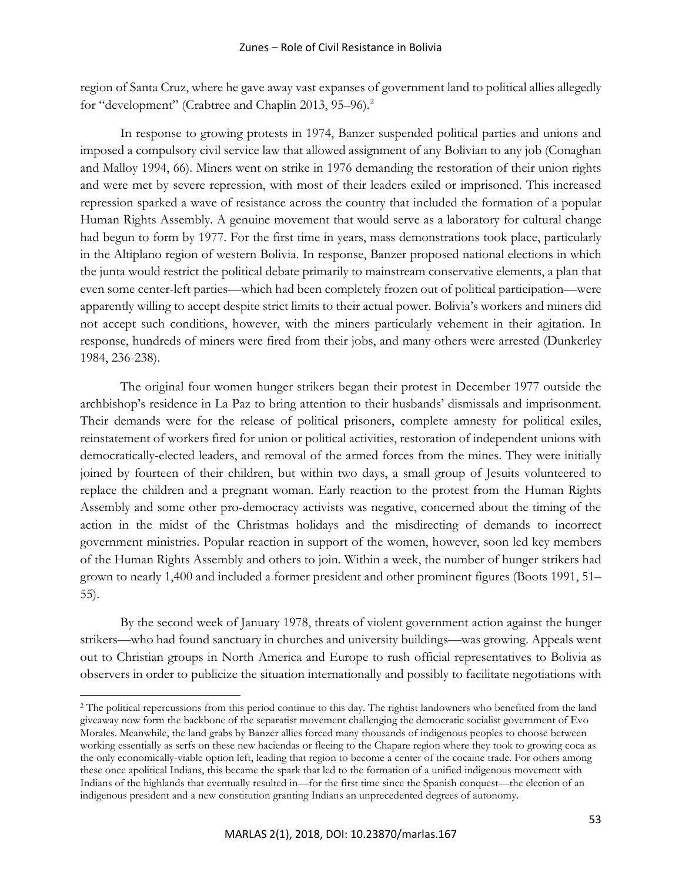region of Santa Cruz, where he gave away vast expanses of government land to political allies allegedly for "development" (Crabtree and Chaplin 2013, 95–96).[2]

In response to growing protests in 1974, Banzer suspended political parties and unions and imposed a compulsory civil service law that allowed assignment of any Bolivian to any job (Conaghan and Malloy 1994, 66). Miners went on strike in 1976 demanding the restoration of their union rights and were met by severe repression, with most of their leaders exiled or imprisoned. This increased repression sparked a wave of resistance across the country that included the formation of a popular Human Rights Assembly. A genuine movement that would serve as a laboratory for cultural change had begun to form by 1977. For the first time in years, mass demonstrations took place, particularly in the Altiplano region of western Bolivia. In response, Banzer proposed national elections in which the junta would restrict the political debate primarily to mainstream conservative elements, a plan that even some center-left parties—which had been completely frozen out of political participation—were apparently willing to accept despite strict limits to their actual power. Bolivia's workers and miners did not accept such conditions, however, with the miners particularly vehement in their agitation. In response, hundreds of miners were fired from their jobs, and many others were arrested (Dunkerley 1984, 236-238).

The original four women hunger strikers began their protest in December 1977 outside the archbishop's residence in La Paz to bring attention to their husbands' dismissals and imprisonment. Their demands were for the release of political prisoners, complete amnesty for political exiles, reinstatement of workers fired for union or political activities, restoration of independent unions with democratically-elected leaders, and removal of the armed forces from the mines. They were initially joined by fourteen of their children, but within two days, a small group of Jesuits volunteered to replace the children and a pregnant woman. Early reaction to the protest from the Human Rights Assembly and some other pro-democracy activists was negative, concerned about the timing of the action in the midst of the Christmas holidays and the misdirecting of demands to incorrect government ministries. Popular reaction in support of the women, however, soon led key members of the Human Rights Assembly and others to join. Within a week, the number of hunger strikers had grown to nearly 1,400 and included a former president and other prominent figures (Boots 1991, 51–55).

By the second week of January 1978, threats of violent government action against the hunger strikers—who had found sanctuary in churches and university buildings—was growing. Appeals went out to Christian groups in North America and Europe to rush official representatives to Bolivia as observers in order to publicize the situation internationally and possibly to facilitate negotiations with

---

[2] The political repercussions from this period continue to this day. The rightist landowners who benefited from the land giveaway now form the backbone of the separatist movement challenging the democratic socialist government of Evo Morales. Meanwhile, the land grabs by Banzer allies forced many thousands of indigenous peoples to choose between working essentially as serfs on these new haciendas or fleeing to the Chapare region where they took to growing coca as the only economically-viable option left, leading that region to become a center of the cocaine trade. For others among these once apolitical Indians, this became the spark that led to the formation of a unified indigenous movement with Indians of the highlands that eventually resulted in—for the first time since the Spanish conquest—the election of an indigenous president and a new constitution granting Indians an unprecedented degrees of autonomy.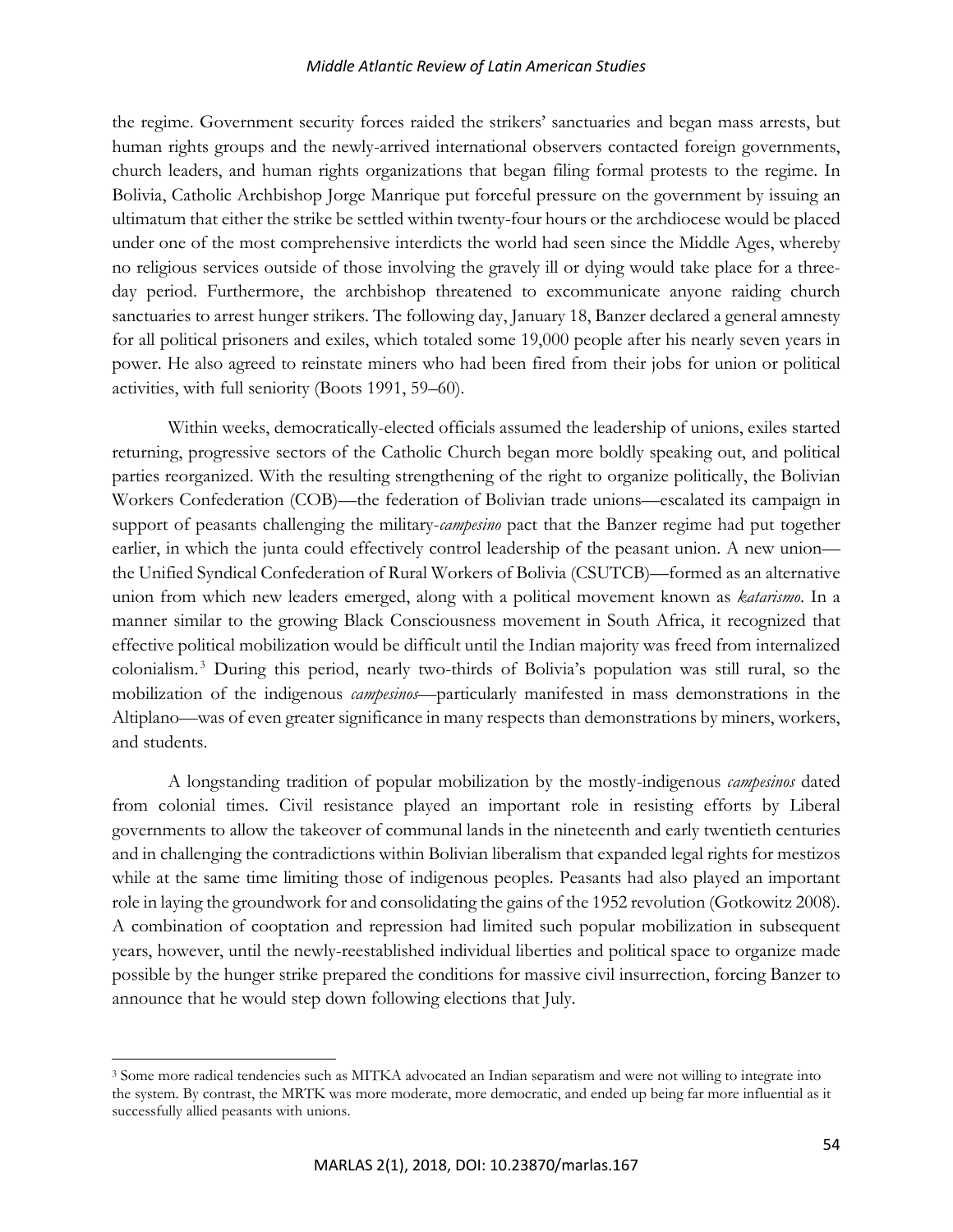the regime. Government security forces raided the strikers' sanctuaries and began mass arrests, but human rights groups and the newly-arrived international observers contacted foreign governments, church leaders, and human rights organizations that began filing formal protests to the regime. In Bolivia, Catholic Archbishop Jorge Manrique put forceful pressure on the government by issuing an ultimatum that either the strike be settled within twenty-four hours or the archdiocese would be placed under one of the most comprehensive interdicts the world had seen since the Middle Ages, whereby no religious services outside of those involving the gravely ill or dying would take place for a three-day period. Furthermore, the archbishop threatened to excommunicate anyone raiding church sanctuaries to arrest hunger strikers. The following day, January 18, Banzer declared a general amnesty for all political prisoners and exiles, which totaled some 19,000 people after his nearly seven years in power. He also agreed to reinstate miners who had been fired from their jobs for union or political activities, with full seniority (Boots 1991, 59–60).

Within weeks, democratically-elected officials assumed the leadership of unions, exiles started returning, progressive sectors of the Catholic Church began more boldly speaking out, and political parties reorganized. With the resulting strengthening of the right to organize politically, the Bolivian Workers Confederation (COB)—the federation of Bolivian trade unions—escalated its campaign in support of peasants challenging the military-*campesino* pact that the Banzer regime had put together earlier, in which the junta could effectively control leadership of the peasant union. A new union—the Unified Syndical Confederation of Rural Workers of Bolivia (CSUTCB)—formed as an alternative union from which new leaders emerged, along with a political movement known as *katarismo*. In a manner similar to the growing Black Consciousness movement in South Africa, it recognized that effective political mobilization would be difficult until the Indian majority was freed from internalized colonialism.[3] During this period, nearly two-thirds of Bolivia's population was still rural, so the mobilization of the indigenous *campesinos*—particularly manifested in mass demonstrations in the Altiplano—was of even greater significance in many respects than demonstrations by miners, workers, and students.

A longstanding tradition of popular mobilization by the mostly-indigenous *campesinos* dated from colonial times. Civil resistance played an important role in resisting efforts by Liberal governments to allow the takeover of communal lands in the nineteenth and early twentieth centuries and in challenging the contradictions within Bolivian liberalism that expanded legal rights for mestizos while at the same time limiting those of indigenous peoples. Peasants had also played an important role in laying the groundwork for and consolidating the gains of the 1952 revolution (Gotkowitz 2008). A combination of cooptation and repression had limited such popular mobilization in subsequent years, however, until the newly-reestablished individual liberties and political space to organize made possible by the hunger strike prepared the conditions for massive civil insurrection, forcing Banzer to announce that he would step down following elections that July.

---

[3] Some more radical tendencies such as MITKA advocated an Indian separatism and were not willing to integrate into the system. By contrast, the MRTK was more moderate, more democratic, and ended up being far more influential as it successfully allied peasants with unions.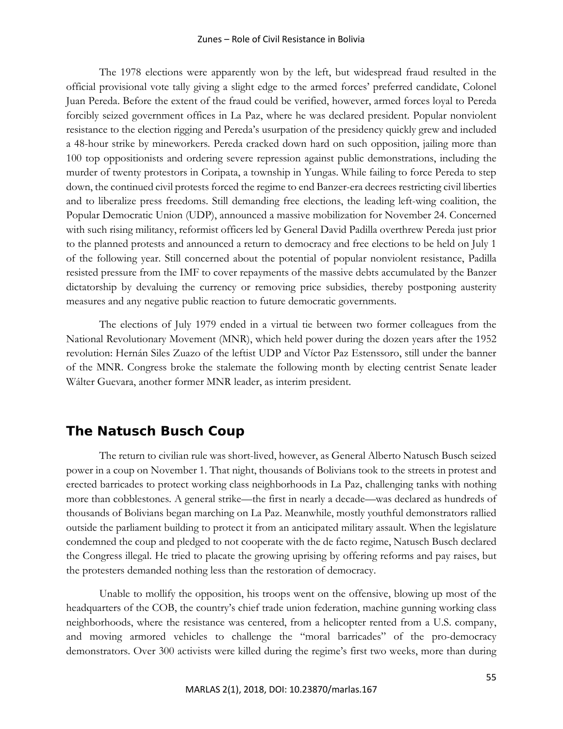The 1978 elections were apparently won by the left, but widespread fraud resulted in the official provisional vote tally giving a slight edge to the armed forces' preferred candidate, Colonel Juan Pereda. Before the extent of the fraud could be verified, however, armed forces loyal to Pereda forcibly seized government offices in La Paz, where he was declared president. Popular nonviolent resistance to the election rigging and Pereda's usurpation of the presidency quickly grew and included a 48-hour strike by mineworkers. Pereda cracked down hard on such opposition, jailing more than 100 top oppositionists and ordering severe repression against public demonstrations, including the murder of twenty protestors in Coripata, a township in Yungas. While failing to force Pereda to step down, the continued civil protests forced the regime to end Banzer-era decrees restricting civil liberties and to liberalize press freedoms. Still demanding free elections, the leading left-wing coalition, the Popular Democratic Union (UDP), announced a massive mobilization for November 24. Concerned with such rising militancy, reformist officers led by General David Padilla overthrew Pereda just prior to the planned protests and announced a return to democracy and free elections to be held on July 1 of the following year. Still concerned about the potential of popular nonviolent resistance, Padilla resisted pressure from the IMF to cover repayments of the massive debts accumulated by the Banzer dictatorship by devaluing the currency or removing price subsidies, thereby postponing austerity measures and any negative public reaction to future democratic governments.

The elections of July 1979 ended in a virtual tie between two former colleagues from the National Revolutionary Movement (MNR), which held power during the dozen years after the 1952 revolution: Hernán Siles Zuazo of the leftist UDP and Víctor Paz Estenssoro, still under the banner of the MNR. Congress broke the stalemate the following month by electing centrist Senate leader Wálter Guevara, another former MNR leader, as interim president.

## The Natusch Busch Coup

The return to civilian rule was short-lived, however, as General Alberto Natusch Busch seized power in a coup on November 1. That night, thousands of Bolivians took to the streets in protest and erected barricades to protect working class neighborhoods in La Paz, challenging tanks with nothing more than cobblestones. A general strike—the first in nearly a decade—was declared as hundreds of thousands of Bolivians began marching on La Paz. Meanwhile, mostly youthful demonstrators rallied outside the parliament building to protect it from an anticipated military assault. When the legislature condemned the coup and pledged to not cooperate with the de facto regime, Natusch Busch declared the Congress illegal. He tried to placate the growing uprising by offering reforms and pay raises, but the protesters demanded nothing less than the restoration of democracy.

Unable to mollify the opposition, his troops went on the offensive, blowing up most of the headquarters of the COB, the country's chief trade union federation, machine gunning working class neighborhoods, where the resistance was centered, from a helicopter rented from a U.S. company, and moving armored vehicles to challenge the "moral barricades" of the pro-democracy demonstrators. Over 300 activists were killed during the regime's first two weeks, more than during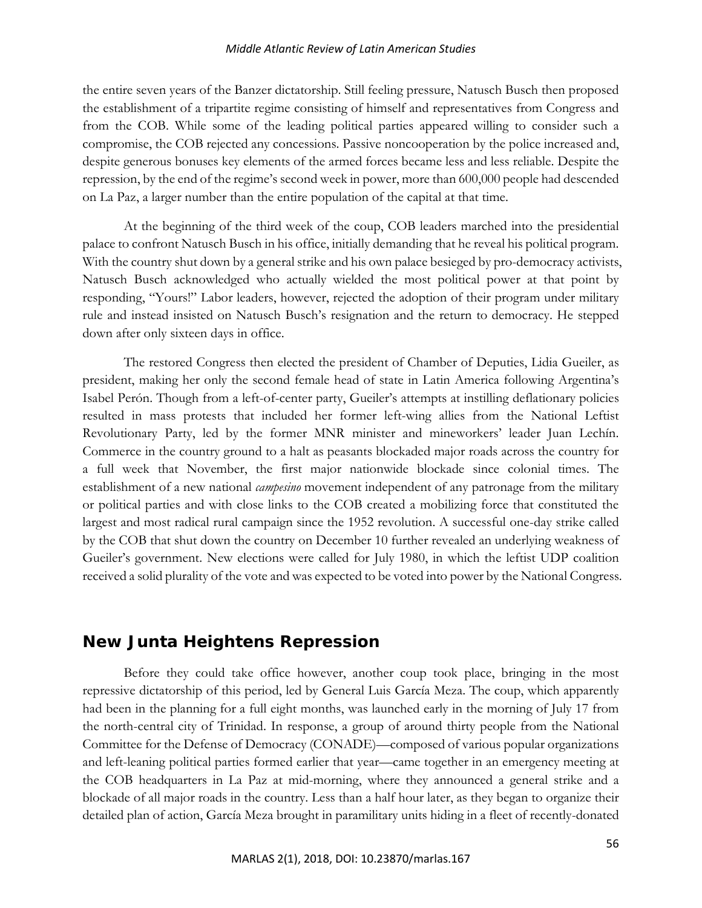the entire seven years of the Banzer dictatorship. Still feeling pressure, Natusch Busch then proposed the establishment of a tripartite regime consisting of himself and representatives from Congress and from the COB. While some of the leading political parties appeared willing to consider such a compromise, the COB rejected any concessions. Passive noncooperation by the police increased and, despite generous bonuses key elements of the armed forces became less and less reliable. Despite the repression, by the end of the regime's second week in power, more than 600,000 people had descended on La Paz, a larger number than the entire population of the capital at that time.

At the beginning of the third week of the coup, COB leaders marched into the presidential palace to confront Natusch Busch in his office, initially demanding that he reveal his political program. With the country shut down by a general strike and his own palace besieged by pro-democracy activists, Natusch Busch acknowledged who actually wielded the most political power at that point by responding, "Yours!" Labor leaders, however, rejected the adoption of their program under military rule and instead insisted on Natusch Busch's resignation and the return to democracy. He stepped down after only sixteen days in office.

The restored Congress then elected the president of Chamber of Deputies, Lidia Gueiler, as president, making her only the second female head of state in Latin America following Argentina's Isabel Perón. Though from a left-of-center party, Gueiler's attempts at instilling deflationary policies resulted in mass protests that included her former left-wing allies from the National Leftist Revolutionary Party, led by the former MNR minister and mineworkers' leader Juan Lechín. Commerce in the country ground to a halt as peasants blockaded major roads across the country for a full week that November, the first major nationwide blockade since colonial times. The establishment of a new national *campesino* movement independent of any patronage from the military or political parties and with close links to the COB created a mobilizing force that constituted the largest and most radical rural campaign since the 1952 revolution. A successful one-day strike called by the COB that shut down the country on December 10 further revealed an underlying weakness of Gueiler's government. New elections were called for July 1980, in which the leftist UDP coalition received a solid plurality of the vote and was expected to be voted into power by the National Congress.

## New Junta Heightens Repression

Before they could take office however, another coup took place, bringing in the most repressive dictatorship of this period, led by General Luis García Meza. The coup, which apparently had been in the planning for a full eight months, was launched early in the morning of July 17 from the north-central city of Trinidad. In response, a group of around thirty people from the National Committee for the Defense of Democracy (CONADE)—composed of various popular organizations and left-leaning political parties formed earlier that year—came together in an emergency meeting at the COB headquarters in La Paz at mid-morning, where they announced a general strike and a blockade of all major roads in the country. Less than a half hour later, as they began to organize their detailed plan of action, García Meza brought in paramilitary units hiding in a fleet of recently-donated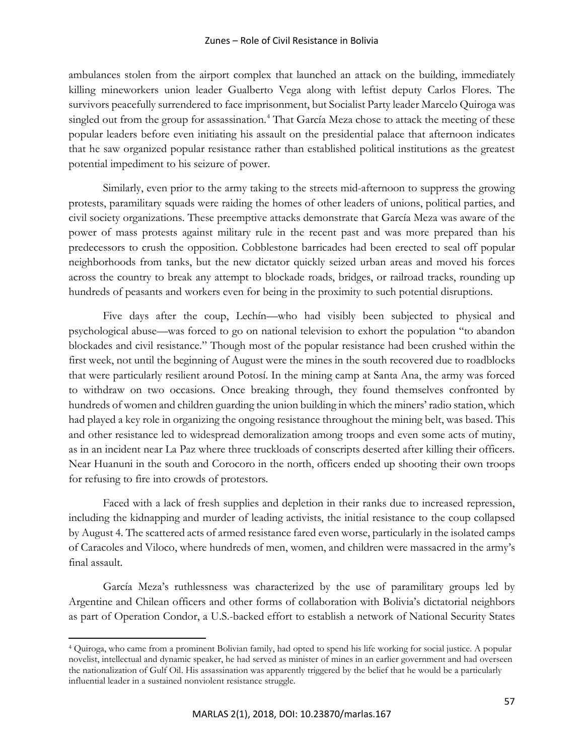ambulances stolen from the airport complex that launched an attack on the building, immediately killing mineworkers union leader Gualberto Vega along with leftist deputy Carlos Flores. The survivors peacefully surrendered to face imprisonment, but Socialist Party leader Marcelo Quiroga was singled out from the group for assassination.[4] That García Meza chose to attack the meeting of these popular leaders before even initiating his assault on the presidential palace that afternoon indicates that he saw organized popular resistance rather than established political institutions as the greatest potential impediment to his seizure of power.

Similarly, even prior to the army taking to the streets mid-afternoon to suppress the growing protests, paramilitary squads were raiding the homes of other leaders of unions, political parties, and civil society organizations. These preemptive attacks demonstrate that García Meza was aware of the power of mass protests against military rule in the recent past and was more prepared than his predecessors to crush the opposition. Cobblestone barricades had been erected to seal off popular neighborhoods from tanks, but the new dictator quickly seized urban areas and moved his forces across the country to break any attempt to blockade roads, bridges, or railroad tracks, rounding up hundreds of peasants and workers even for being in the proximity to such potential disruptions.

Five days after the coup, Lechín—who had visibly been subjected to physical and psychological abuse—was forced to go on national television to exhort the population "to abandon blockades and civil resistance." Though most of the popular resistance had been crushed within the first week, not until the beginning of August were the mines in the south recovered due to roadblocks that were particularly resilient around Potosí. In the mining camp at Santa Ana, the army was forced to withdraw on two occasions. Once breaking through, they found themselves confronted by hundreds of women and children guarding the union building in which the miners' radio station, which had played a key role in organizing the ongoing resistance throughout the mining belt, was based. This and other resistance led to widespread demoralization among troops and even some acts of mutiny, as in an incident near La Paz where three truckloads of conscripts deserted after killing their officers. Near Huanuni in the south and Corocoro in the north, officers ended up shooting their own troops for refusing to fire into crowds of protestors.

Faced with a lack of fresh supplies and depletion in their ranks due to increased repression, including the kidnapping and murder of leading activists, the initial resistance to the coup collapsed by August 4. The scattered acts of armed resistance fared even worse, particularly in the isolated camps of Caracoles and Viloco, where hundreds of men, women, and children were massacred in the army's final assault.

García Meza's ruthlessness was characterized by the use of paramilitary groups led by Argentine and Chilean officers and other forms of collaboration with Bolivia's dictatorial neighbors as part of Operation Condor, a U.S.-backed effort to establish a network of National Security States

---

[4] Quiroga, who came from a prominent Bolivian family, had opted to spend his life working for social justice. A popular novelist, intellectual and dynamic speaker, he had served as minister of mines in an earlier government and had overseen the nationalization of Gulf Oil. His assassination was apparently triggered by the belief that he would be a particularly influential leader in a sustained nonviolent resistance struggle.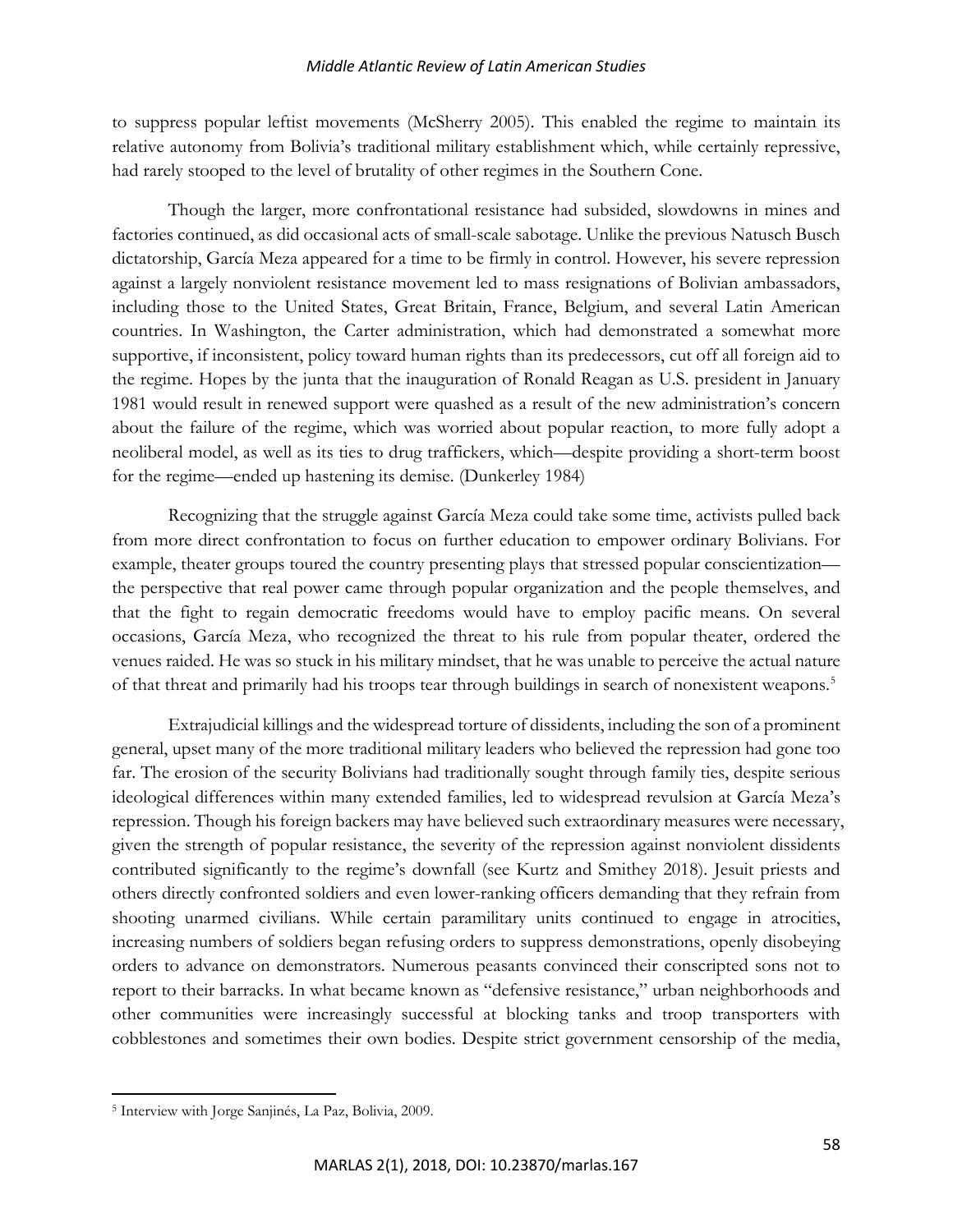to suppress popular leftist movements (McSherry 2005). This enabled the regime to maintain its relative autonomy from Bolivia's traditional military establishment which, while certainly repressive, had rarely stooped to the level of brutality of other regimes in the Southern Cone.

Though the larger, more confrontational resistance had subsided, slowdowns in mines and factories continued, as did occasional acts of small-scale sabotage. Unlike the previous Natusch Busch dictatorship, García Meza appeared for a time to be firmly in control. However, his severe repression against a largely nonviolent resistance movement led to mass resignations of Bolivian ambassadors, including those to the United States, Great Britain, France, Belgium, and several Latin American countries. In Washington, the Carter administration, which had demonstrated a somewhat more supportive, if inconsistent, policy toward human rights than its predecessors, cut off all foreign aid to the regime. Hopes by the junta that the inauguration of Ronald Reagan as U.S. president in January 1981 would result in renewed support were quashed as a result of the new administration's concern about the failure of the regime, which was worried about popular reaction, to more fully adopt a neoliberal model, as well as its ties to drug traffickers, which—despite providing a short-term boost for the regime—ended up hastening its demise. (Dunkerley 1984)

Recognizing that the struggle against García Meza could take some time, activists pulled back from more direct confrontation to focus on further education to empower ordinary Bolivians. For example, theater groups toured the country presenting plays that stressed popular conscientization—the perspective that real power came through popular organization and the people themselves, and that the fight to regain democratic freedoms would have to employ pacific means. On several occasions, García Meza, who recognized the threat to his rule from popular theater, ordered the venues raided. He was so stuck in his military mindset, that he was unable to perceive the actual nature of that threat and primarily had his troops tear through buildings in search of nonexistent weapons.[5]

Extrajudicial killings and the widespread torture of dissidents, including the son of a prominent general, upset many of the more traditional military leaders who believed the repression had gone too far. The erosion of the security Bolivians had traditionally sought through family ties, despite serious ideological differences within many extended families, led to widespread revulsion at García Meza's repression. Though his foreign backers may have believed such extraordinary measures were necessary, given the strength of popular resistance, the severity of the repression against nonviolent dissidents contributed significantly to the regime's downfall (see Kurtz and Smithey 2018). Jesuit priests and others directly confronted soldiers and even lower-ranking officers demanding that they refrain from shooting unarmed civilians. While certain paramilitary units continued to engage in atrocities, increasing numbers of soldiers began refusing orders to suppress demonstrations, openly disobeying orders to advance on demonstrators. Numerous peasants convinced their conscripted sons not to report to their barracks. In what became known as "defensive resistance," urban neighborhoods and other communities were increasingly successful at blocking tanks and troop transporters with cobblestones and sometimes their own bodies. Despite strict government censorship of the media,

[5] Interview with Jorge Sanjinés, La Paz, Bolivia, 2009.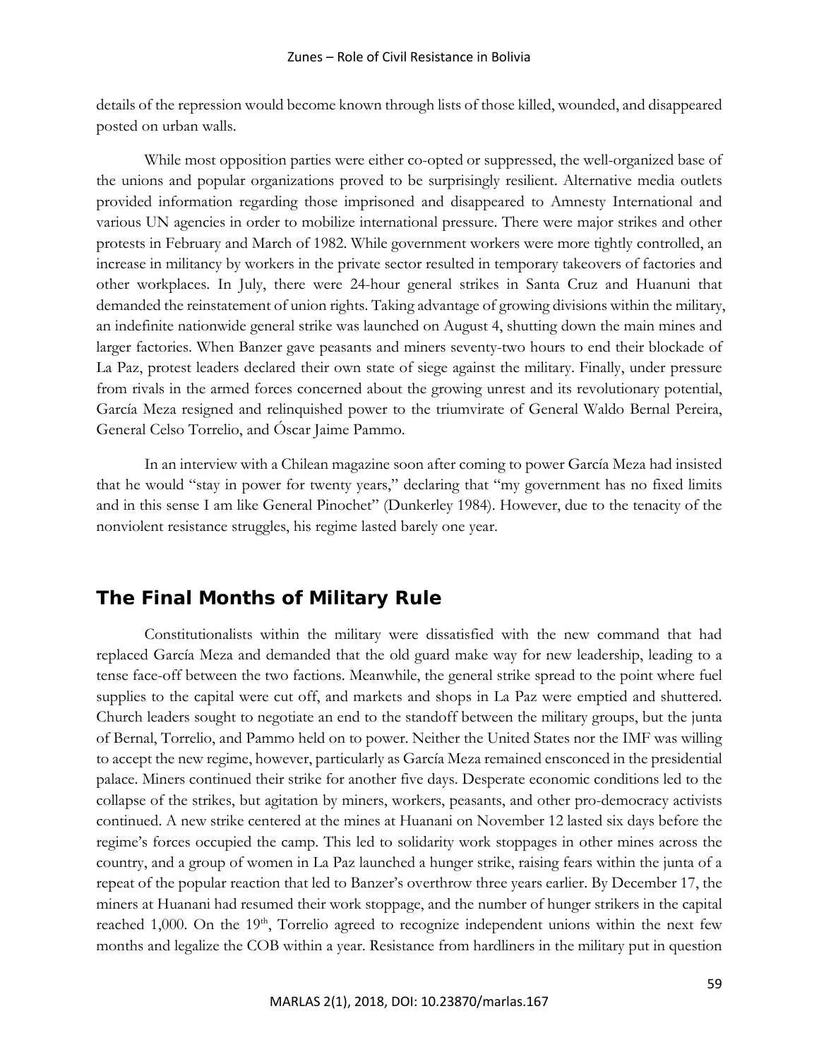details of the repression would become known through lists of those killed, wounded, and disappeared posted on urban walls.

While most opposition parties were either co-opted or suppressed, the well-organized base of the unions and popular organizations proved to be surprisingly resilient. Alternative media outlets provided information regarding those imprisoned and disappeared to Amnesty International and various UN agencies in order to mobilize international pressure. There were major strikes and other protests in February and March of 1982. While government workers were more tightly controlled, an increase in militancy by workers in the private sector resulted in temporary takeovers of factories and other workplaces. In July, there were 24-hour general strikes in Santa Cruz and Huanuni that demanded the reinstatement of union rights. Taking advantage of growing divisions within the military, an indefinite nationwide general strike was launched on August 4, shutting down the main mines and larger factories. When Banzer gave peasants and miners seventy-two hours to end their blockade of La Paz, protest leaders declared their own state of siege against the military. Finally, under pressure from rivals in the armed forces concerned about the growing unrest and its revolutionary potential, García Meza resigned and relinquished power to the triumvirate of General Waldo Bernal Pereira, General Celso Torrelio, and Óscar Jaime Pammo.

In an interview with a Chilean magazine soon after coming to power García Meza had insisted that he would "stay in power for twenty years," declaring that "my government has no fixed limits and in this sense I am like General Pinochet" (Dunkerley 1984). However, due to the tenacity of the nonviolent resistance struggles, his regime lasted barely one year.

## The Final Months of Military Rule

Constitutionalists within the military were dissatisfied with the new command that had replaced García Meza and demanded that the old guard make way for new leadership, leading to a tense face-off between the two factions. Meanwhile, the general strike spread to the point where fuel supplies to the capital were cut off, and markets and shops in La Paz were emptied and shuttered. Church leaders sought to negotiate an end to the standoff between the military groups, but the junta of Bernal, Torrelio, and Pammo held on to power. Neither the United States nor the IMF was willing to accept the new regime, however, particularly as García Meza remained ensconced in the presidential palace. Miners continued their strike for another five days. Desperate economic conditions led to the collapse of the strikes, but agitation by miners, workers, peasants, and other pro-democracy activists continued. A new strike centered at the mines at Huanani on November 12 lasted six days before the regime's forces occupied the camp. This led to solidarity work stoppages in other mines across the country, and a group of women in La Paz launched a hunger strike, raising fears within the junta of a repeat of the popular reaction that led to Banzer's overthrow three years earlier. By December 17, the miners at Huanani had resumed their work stoppage, and the number of hunger strikers in the capital reached 1,000. On the 19th, Torrelio agreed to recognize independent unions within the next few months and legalize the COB within a year. Resistance from hardliners in the military put in question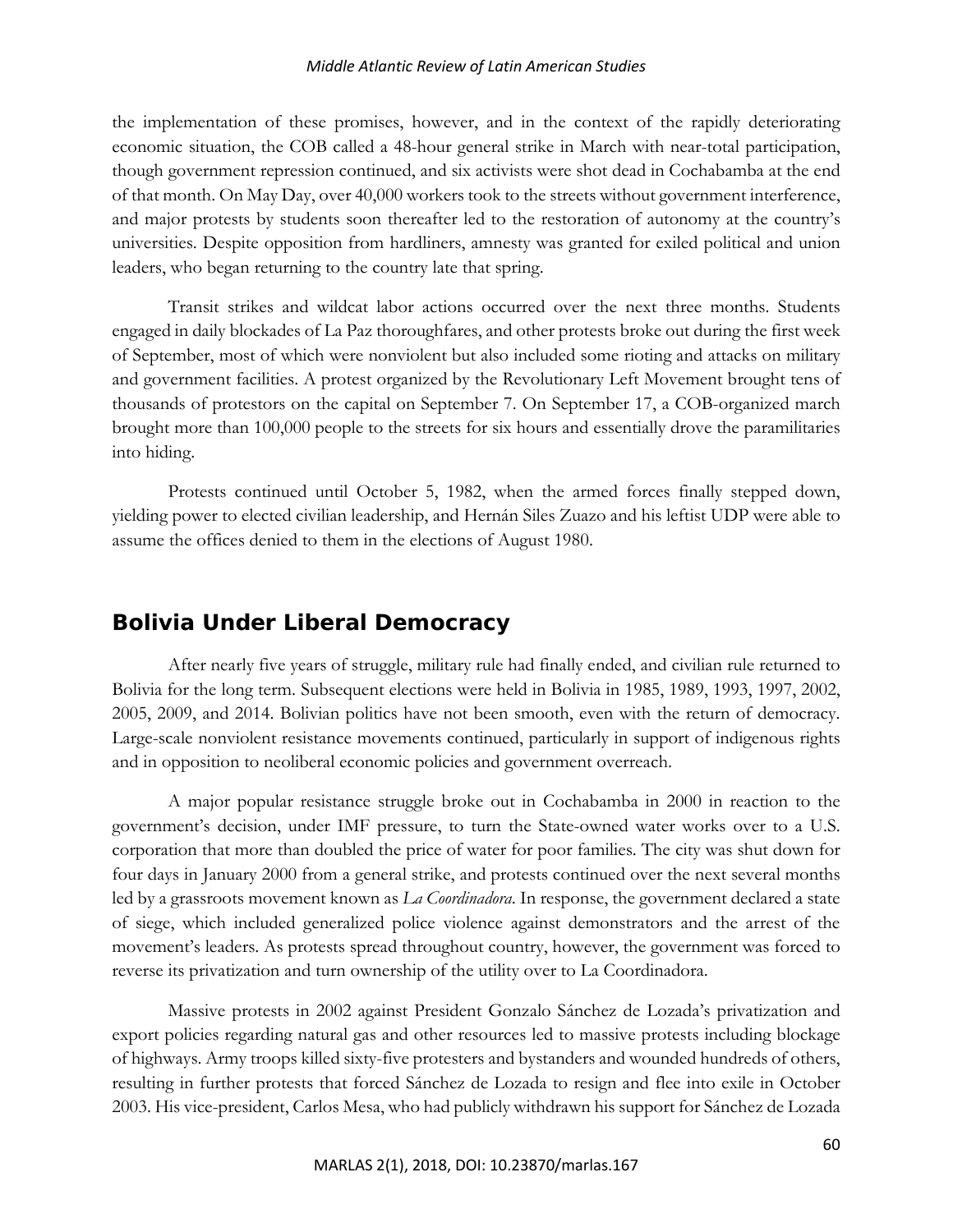the implementation of these promises, however, and in the context of the rapidly deteriorating economic situation, the COB called a 48-hour general strike in March with near-total participation, though government repression continued, and six activists were shot dead in Cochabamba at the end of that month. On May Day, over 40,000 workers took to the streets without government interference, and major protests by students soon thereafter led to the restoration of autonomy at the country's universities. Despite opposition from hardliners, amnesty was granted for exiled political and union leaders, who began returning to the country late that spring.

Transit strikes and wildcat labor actions occurred over the next three months. Students engaged in daily blockades of La Paz thoroughfares, and other protests broke out during the first week of September, most of which were nonviolent but also included some rioting and attacks on military and government facilities. A protest organized by the Revolutionary Left Movement brought tens of thousands of protestors on the capital on September 7. On September 17, a COB-organized march brought more than 100,000 people to the streets for six hours and essentially drove the paramilitaries into hiding.

Protests continued until October 5, 1982, when the armed forces finally stepped down, yielding power to elected civilian leadership, and Hernán Siles Zuazo and his leftist UDP were able to assume the offices denied to them in the elections of August 1980.

## Bolivia Under Liberal Democracy

After nearly five years of struggle, military rule had finally ended, and civilian rule returned to Bolivia for the long term. Subsequent elections were held in Bolivia in 1985, 1989, 1993, 1997, 2002, 2005, 2009, and 2014. Bolivian politics have not been smooth, even with the return of democracy. Large-scale nonviolent resistance movements continued, particularly in support of indigenous rights and in opposition to neoliberal economic policies and government overreach.

A major popular resistance struggle broke out in Cochabamba in 2000 in reaction to the government's decision, under IMF pressure, to turn the State-owned water works over to a U.S. corporation that more than doubled the price of water for poor families. The city was shut down for four days in January 2000 from a general strike, and protests continued over the next several months led by a grassroots movement known as *La Coordinadora*. In response, the government declared a state of siege, which included generalized police violence against demonstrators and the arrest of the movement's leaders. As protests spread throughout country, however, the government was forced to reverse its privatization and turn ownership of the utility over to La Coordinadora.

Massive protests in 2002 against President Gonzalo Sánchez de Lozada's privatization and export policies regarding natural gas and other resources led to massive protests including blockage of highways. Army troops killed sixty-five protesters and bystanders and wounded hundreds of others, resulting in further protests that forced Sánchez de Lozada to resign and flee into exile in October 2003. His vice-president, Carlos Mesa, who had publicly withdrawn his support for Sánchez de Lozada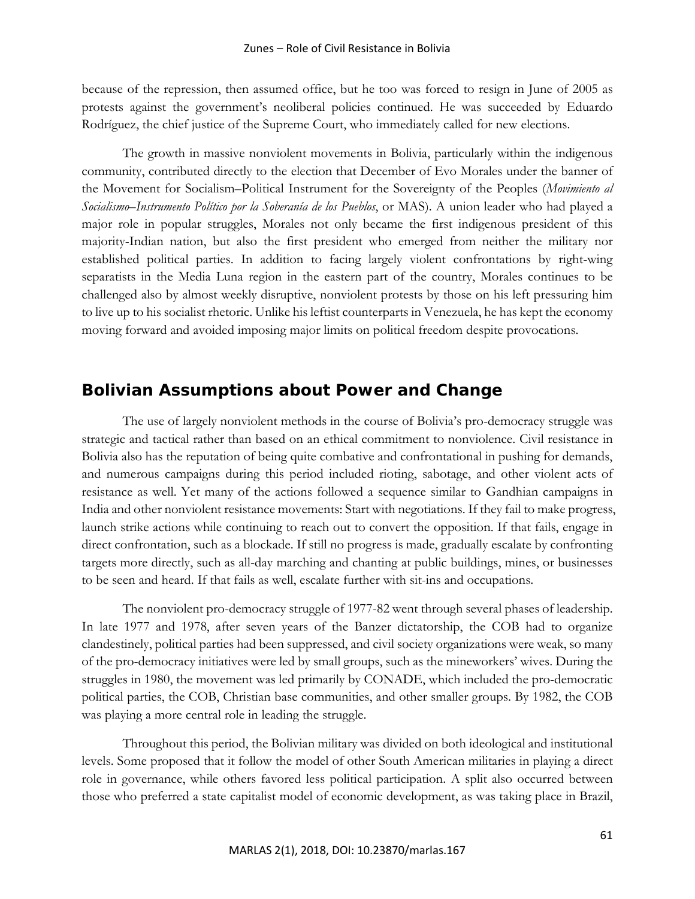because of the repression, then assumed office, but he too was forced to resign in June of 2005 as protests against the government's neoliberal policies continued. He was succeeded by Eduardo Rodríguez, the chief justice of the Supreme Court, who immediately called for new elections.

The growth in massive nonviolent movements in Bolivia, particularly within the indigenous community, contributed directly to the election that December of Evo Morales under the banner of the Movement for Socialism–Political Instrument for the Sovereignty of the Peoples (*Movimiento al Socialismo–Instrumento Político por la Soberanía de los Pueblos*, or MAS). A union leader who had played a major role in popular struggles, Morales not only became the first indigenous president of this majority-Indian nation, but also the first president who emerged from neither the military nor established political parties. In addition to facing largely violent confrontations by right-wing separatists in the Media Luna region in the eastern part of the country, Morales continues to be challenged also by almost weekly disruptive, nonviolent protests by those on his left pressuring him to live up to his socialist rhetoric. Unlike his leftist counterparts in Venezuela, he has kept the economy moving forward and avoided imposing major limits on political freedom despite provocations.

## Bolivian Assumptions about Power and Change

The use of largely nonviolent methods in the course of Bolivia's pro-democracy struggle was strategic and tactical rather than based on an ethical commitment to nonviolence. Civil resistance in Bolivia also has the reputation of being quite combative and confrontational in pushing for demands, and numerous campaigns during this period included rioting, sabotage, and other violent acts of resistance as well. Yet many of the actions followed a sequence similar to Gandhian campaigns in India and other nonviolent resistance movements: Start with negotiations. If they fail to make progress, launch strike actions while continuing to reach out to convert the opposition. If that fails, engage in direct confrontation, such as a blockade. If still no progress is made, gradually escalate by confronting targets more directly, such as all-day marching and chanting at public buildings, mines, or businesses to be seen and heard. If that fails as well, escalate further with sit-ins and occupations.

The nonviolent pro-democracy struggle of 1977-82 went through several phases of leadership. In late 1977 and 1978, after seven years of the Banzer dictatorship, the COB had to organize clandestinely, political parties had been suppressed, and civil society organizations were weak, so many of the pro-democracy initiatives were led by small groups, such as the mineworkers' wives. During the struggles in 1980, the movement was led primarily by CONADE, which included the pro-democratic political parties, the COB, Christian base communities, and other smaller groups. By 1982, the COB was playing a more central role in leading the struggle.

Throughout this period, the Bolivian military was divided on both ideological and institutional levels. Some proposed that it follow the model of other South American militaries in playing a direct role in governance, while others favored less political participation. A split also occurred between those who preferred a state capitalist model of economic development, as was taking place in Brazil,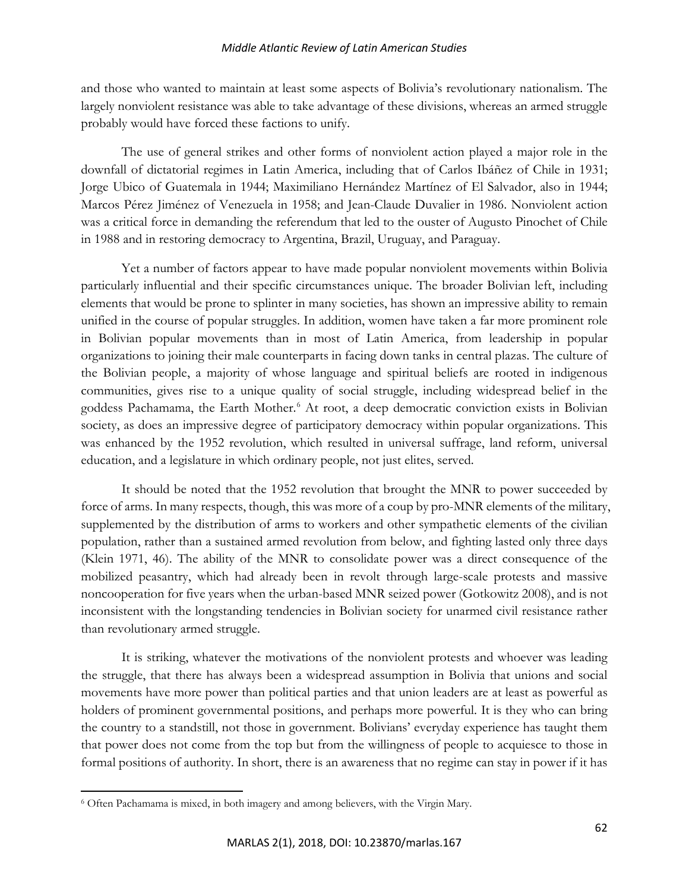and those who wanted to maintain at least some aspects of Bolivia's revolutionary nationalism. The largely nonviolent resistance was able to take advantage of these divisions, whereas an armed struggle probably would have forced these factions to unify.

The use of general strikes and other forms of nonviolent action played a major role in the downfall of dictatorial regimes in Latin America, including that of Carlos Ibáñez of Chile in 1931; Jorge Ubico of Guatemala in 1944; Maximiliano Hernández Martínez of El Salvador, also in 1944; Marcos Pérez Jiménez of Venezuela in 1958; and Jean-Claude Duvalier in 1986. Nonviolent action was a critical force in demanding the referendum that led to the ouster of Augusto Pinochet of Chile in 1988 and in restoring democracy to Argentina, Brazil, Uruguay, and Paraguay.

Yet a number of factors appear to have made popular nonviolent movements within Bolivia particularly influential and their specific circumstances unique. The broader Bolivian left, including elements that would be prone to splinter in many societies, has shown an impressive ability to remain unified in the course of popular struggles. In addition, women have taken a far more prominent role in Bolivian popular movements than in most of Latin America, from leadership in popular organizations to joining their male counterparts in facing down tanks in central plazas. The culture of the Bolivian people, a majority of whose language and spiritual beliefs are rooted in indigenous communities, gives rise to a unique quality of social struggle, including widespread belief in the goddess Pachamama, the Earth Mother.[6] At root, a deep democratic conviction exists in Bolivian society, as does an impressive degree of participatory democracy within popular organizations. This was enhanced by the 1952 revolution, which resulted in universal suffrage, land reform, universal education, and a legislature in which ordinary people, not just elites, served.

It should be noted that the 1952 revolution that brought the MNR to power succeeded by force of arms. In many respects, though, this was more of a coup by pro-MNR elements of the military, supplemented by the distribution of arms to workers and other sympathetic elements of the civilian population, rather than a sustained armed revolution from below, and fighting lasted only three days (Klein 1971, 46). The ability of the MNR to consolidate power was a direct consequence of the mobilized peasantry, which had already been in revolt through large-scale protests and massive noncooperation for five years when the urban-based MNR seized power (Gotkowitz 2008), and is not inconsistent with the longstanding tendencies in Bolivian society for unarmed civil resistance rather than revolutionary armed struggle.

It is striking, whatever the motivations of the nonviolent protests and whoever was leading the struggle, that there has always been a widespread assumption in Bolivia that unions and social movements have more power than political parties and that union leaders are at least as powerful as holders of prominent governmental positions, and perhaps more powerful. It is they who can bring the country to a standstill, not those in government. Bolivians' everyday experience has taught them that power does not come from the top but from the willingness of people to acquiesce to those in formal positions of authority. In short, there is an awareness that no regime can stay in power if it has

[6] Often Pachamama is mixed, in both imagery and among believers, with the Virgin Mary.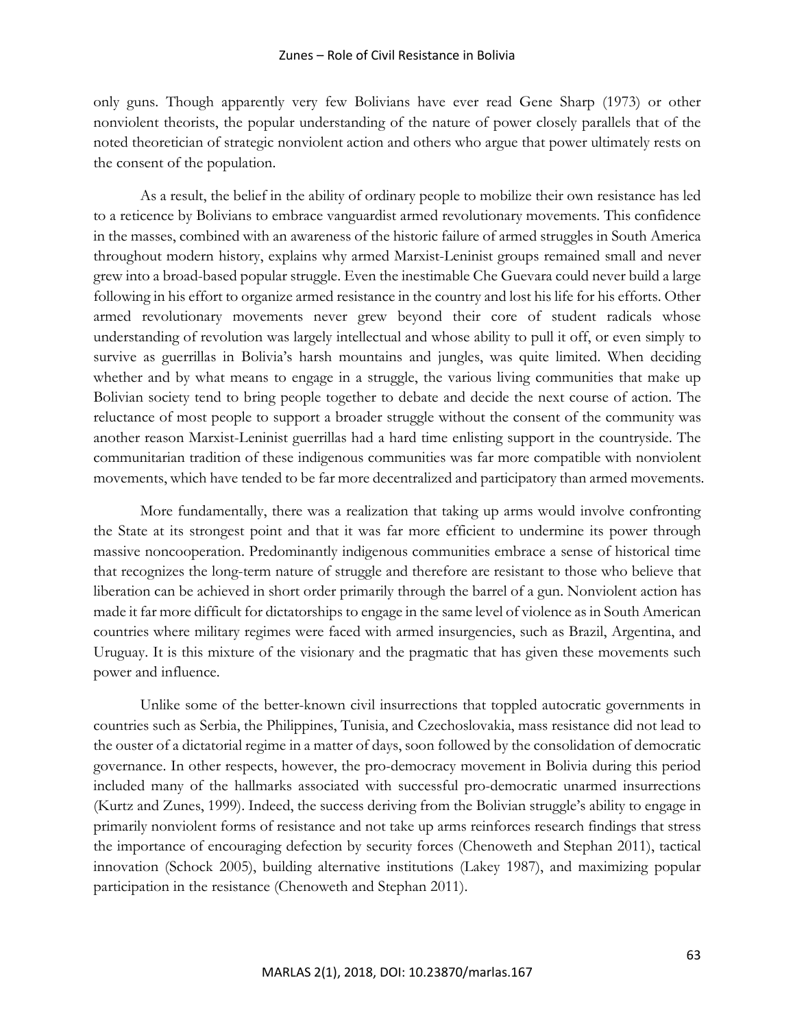only guns. Though apparently very few Bolivians have ever read Gene Sharp (1973) or other nonviolent theorists, the popular understanding of the nature of power closely parallels that of the noted theoretician of strategic nonviolent action and others who argue that power ultimately rests on the consent of the population.

As a result, the belief in the ability of ordinary people to mobilize their own resistance has led to a reticence by Bolivians to embrace vanguardist armed revolutionary movements. This confidence in the masses, combined with an awareness of the historic failure of armed struggles in South America throughout modern history, explains why armed Marxist-Leninist groups remained small and never grew into a broad-based popular struggle. Even the inestimable Che Guevara could never build a large following in his effort to organize armed resistance in the country and lost his life for his efforts. Other armed revolutionary movements never grew beyond their core of student radicals whose understanding of revolution was largely intellectual and whose ability to pull it off, or even simply to survive as guerrillas in Bolivia's harsh mountains and jungles, was quite limited. When deciding whether and by what means to engage in a struggle, the various living communities that make up Bolivian society tend to bring people together to debate and decide the next course of action. The reluctance of most people to support a broader struggle without the consent of the community was another reason Marxist-Leninist guerrillas had a hard time enlisting support in the countryside. The communitarian tradition of these indigenous communities was far more compatible with nonviolent movements, which have tended to be far more decentralized and participatory than armed movements.

More fundamentally, there was a realization that taking up arms would involve confronting the State at its strongest point and that it was far more efficient to undermine its power through massive noncooperation. Predominantly indigenous communities embrace a sense of historical time that recognizes the long-term nature of struggle and therefore are resistant to those who believe that liberation can be achieved in short order primarily through the barrel of a gun. Nonviolent action has made it far more difficult for dictatorships to engage in the same level of violence as in South American countries where military regimes were faced with armed insurgencies, such as Brazil, Argentina, and Uruguay. It is this mixture of the visionary and the pragmatic that has given these movements such power and influence.

Unlike some of the better-known civil insurrections that toppled autocratic governments in countries such as Serbia, the Philippines, Tunisia, and Czechoslovakia, mass resistance did not lead to the ouster of a dictatorial regime in a matter of days, soon followed by the consolidation of democratic governance. In other respects, however, the pro-democracy movement in Bolivia during this period included many of the hallmarks associated with successful pro-democratic unarmed insurrections (Kurtz and Zunes, 1999). Indeed, the success deriving from the Bolivian struggle's ability to engage in primarily nonviolent forms of resistance and not take up arms reinforces research findings that stress the importance of encouraging defection by security forces (Chenoweth and Stephan 2011), tactical innovation (Schock 2005), building alternative institutions (Lakey 1987), and maximizing popular participation in the resistance (Chenoweth and Stephan 2011).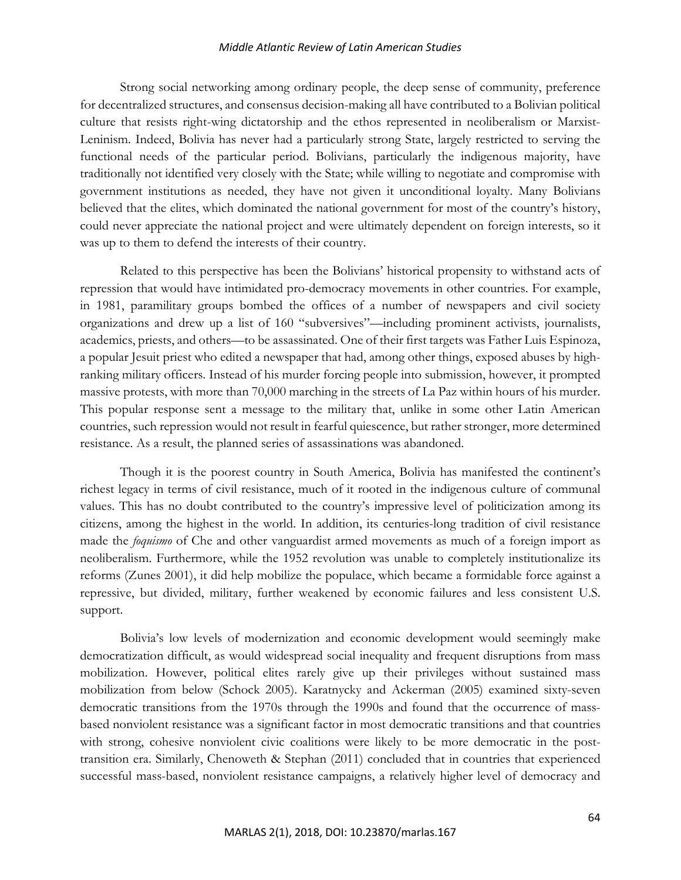Strong social networking among ordinary people, the deep sense of community, preference for decentralized structures, and consensus decision-making all have contributed to a Bolivian political culture that resists right-wing dictatorship and the ethos represented in neoliberalism or Marxist-Leninism. Indeed, Bolivia has never had a particularly strong State, largely restricted to serving the functional needs of the particular period. Bolivians, particularly the indigenous majority, have traditionally not identified very closely with the State; while willing to negotiate and compromise with government institutions as needed, they have not given it unconditional loyalty. Many Bolivians believed that the elites, which dominated the national government for most of the country's history, could never appreciate the national project and were ultimately dependent on foreign interests, so it was up to them to defend the interests of their country.

Related to this perspective has been the Bolivians' historical propensity to withstand acts of repression that would have intimidated pro-democracy movements in other countries. For example, in 1981, paramilitary groups bombed the offices of a number of newspapers and civil society organizations and drew up a list of 160 "subversives"—including prominent activists, journalists, academics, priests, and others—to be assassinated. One of their first targets was Father Luis Espinoza, a popular Jesuit priest who edited a newspaper that had, among other things, exposed abuses by high-ranking military officers. Instead of his murder forcing people into submission, however, it prompted massive protests, with more than 70,000 marching in the streets of La Paz within hours of his murder. This popular response sent a message to the military that, unlike in some other Latin American countries, such repression would not result in fearful quiescence, but rather stronger, more determined resistance. As a result, the planned series of assassinations was abandoned.

Though it is the poorest country in South America, Bolivia has manifested the continent's richest legacy in terms of civil resistance, much of it rooted in the indigenous culture of communal values. This has no doubt contributed to the country's impressive level of politicization among its citizens, among the highest in the world. In addition, its centuries-long tradition of civil resistance made the *foquismo* of Che and other vanguardist armed movements as much of a foreign import as neoliberalism. Furthermore, while the 1952 revolution was unable to completely institutionalize its reforms (Zunes 2001), it did help mobilize the populace, which became a formidable force against a repressive, but divided, military, further weakened by economic failures and less consistent U.S. support.

Bolivia's low levels of modernization and economic development would seemingly make democratization difficult, as would widespread social inequality and frequent disruptions from mass mobilization. However, political elites rarely give up their privileges without sustained mass mobilization from below (Schock 2005). Karatnycky and Ackerman (2005) examined sixty-seven democratic transitions from the 1970s through the 1990s and found that the occurrence of mass-based nonviolent resistance was a significant factor in most democratic transitions and that countries with strong, cohesive nonviolent civic coalitions were likely to be more democratic in the post-transition era. Similarly, Chenoweth & Stephan (2011) concluded that in countries that experienced successful mass-based, nonviolent resistance campaigns, a relatively higher level of democracy and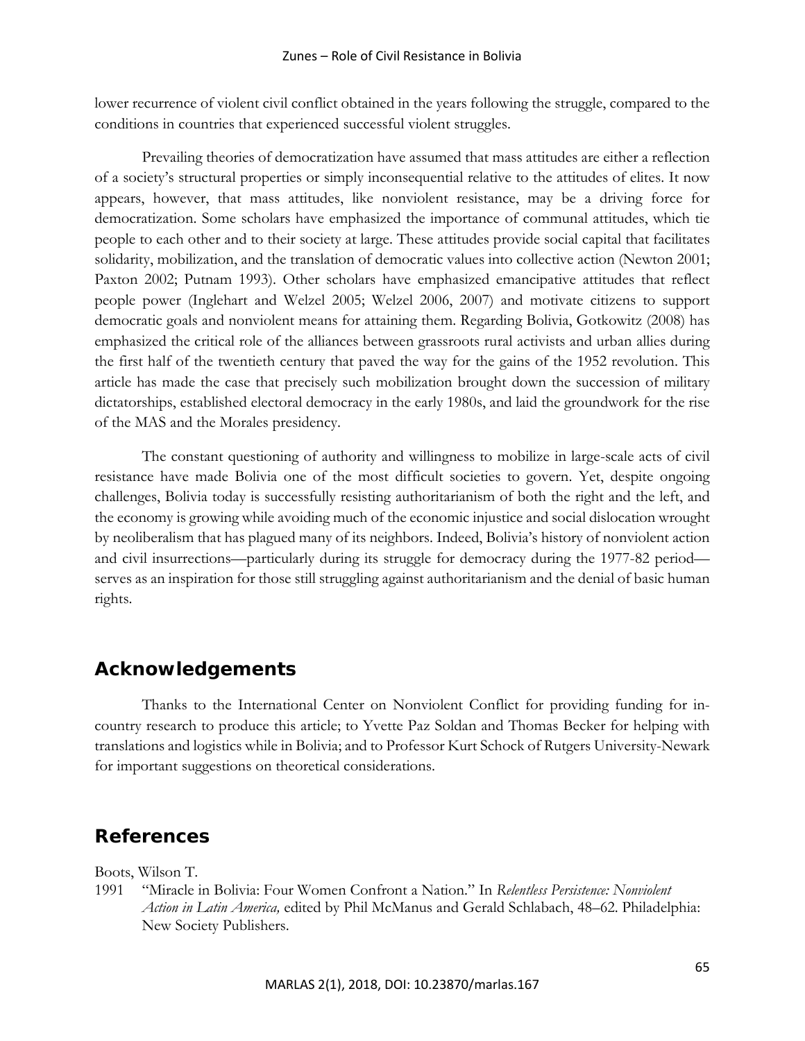lower recurrence of violent civil conflict obtained in the years following the struggle, compared to the conditions in countries that experienced successful violent struggles.

Prevailing theories of democratization have assumed that mass attitudes are either a reflection of a society's structural properties or simply inconsequential relative to the attitudes of elites. It now appears, however, that mass attitudes, like nonviolent resistance, may be a driving force for democratization. Some scholars have emphasized the importance of communal attitudes, which tie people to each other and to their society at large. These attitudes provide social capital that facilitates solidarity, mobilization, and the translation of democratic values into collective action (Newton 2001; Paxton 2002; Putnam 1993). Other scholars have emphasized emancipative attitudes that reflect people power (Inglehart and Welzel 2005; Welzel 2006, 2007) and motivate citizens to support democratic goals and nonviolent means for attaining them. Regarding Bolivia, Gotkowitz (2008) has emphasized the critical role of the alliances between grassroots rural activists and urban allies during the first half of the twentieth century that paved the way for the gains of the 1952 revolution. This article has made the case that precisely such mobilization brought down the succession of military dictatorships, established electoral democracy in the early 1980s, and laid the groundwork for the rise of the MAS and the Morales presidency.

The constant questioning of authority and willingness to mobilize in large-scale acts of civil resistance have made Bolivia one of the most difficult societies to govern. Yet, despite ongoing challenges, Bolivia today is successfully resisting authoritarianism of both the right and the left, and the economy is growing while avoiding much of the economic injustice and social dislocation wrought by neoliberalism that has plagued many of its neighbors. Indeed, Bolivia's history of nonviolent action and civil insurrections—particularly during its struggle for democracy during the 1977-82 period—serves as an inspiration for those still struggling against authoritarianism and the denial of basic human rights.

## Acknowledgements

Thanks to the International Center on Nonviolent Conflict for providing funding for in-country research to produce this article; to Yvette Paz Soldan and Thomas Becker for helping with translations and logistics while in Bolivia; and to Professor Kurt Schock of Rutgers University-Newark for important suggestions on theoretical considerations.

## References

Boots, Wilson T.
1991 "Miracle in Bolivia: Four Women Confront a Nation." In *Relentless Persistence: Nonviolent Action in Latin America,* edited by Phil McManus and Gerald Schlabach, 48–62. Philadelphia: New Society Publishers.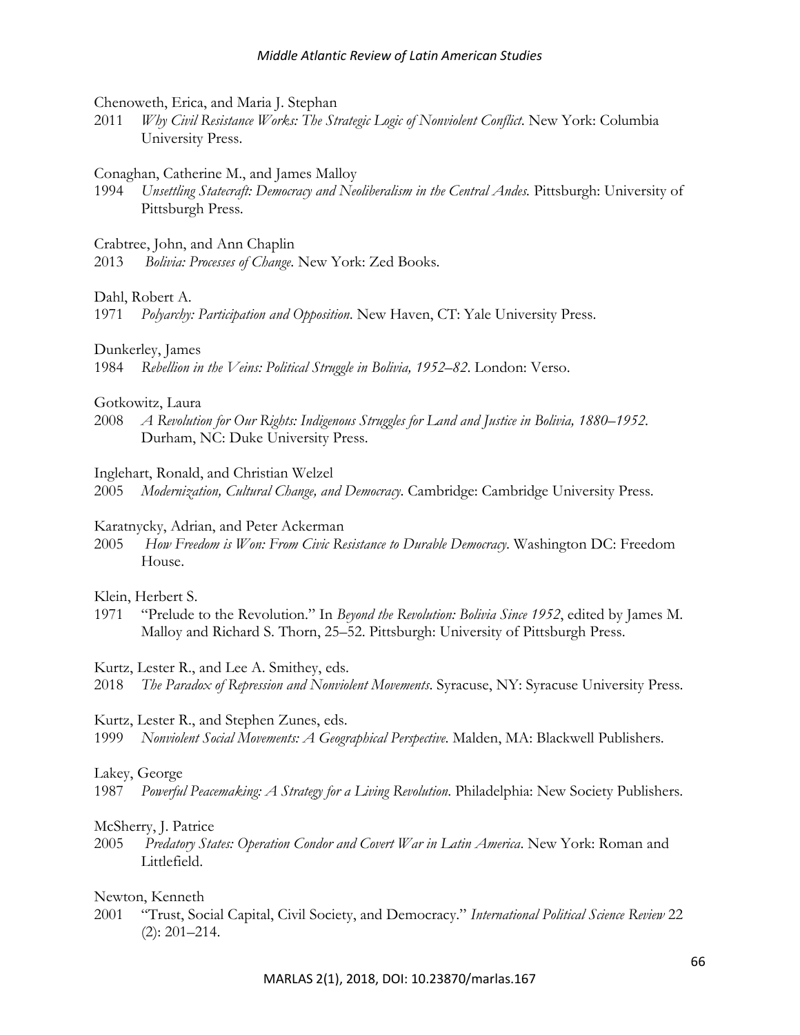Chenoweth, Erica, and Maria J. Stephan

2011 *Why Civil Resistance Works: The Strategic Logic of Nonviolent Conflict*. New York: Columbia University Press.

Conaghan, Catherine M., and James Malloy

1994 *Unsettling Statecraft: Democracy and Neoliberalism in the Central Andes*. Pittsburgh: University of Pittsburgh Press.

Crabtree, John, and Ann Chaplin

2013 *Bolivia: Processes of Change*. New York: Zed Books.

Dahl, Robert A.

1971 *Polyarchy: Participation and Opposition*. New Haven, CT: Yale University Press.

Dunkerley, James

1984 *Rebellion in the Veins: Political Struggle in Bolivia, 1952–82*. London: Verso.

Gotkowitz, Laura

2008 *A Revolution for Our Rights: Indigenous Struggles for Land and Justice in Bolivia, 1880–1952*. Durham, NC: Duke University Press.

Inglehart, Ronald, and Christian Welzel

2005 *Modernization, Cultural Change, and Democracy*. Cambridge: Cambridge University Press.

Karatnycky, Adrian, and Peter Ackerman

2005 *How Freedom is Won: From Civic Resistance to Durable Democracy*. Washington DC: Freedom House.

Klein, Herbert S.

1971 "Prelude to the Revolution." In *Beyond the Revolution: Bolivia Since 1952*, edited by James M. Malloy and Richard S. Thorn, 25–52. Pittsburgh: University of Pittsburgh Press.

Kurtz, Lester R., and Lee A. Smithey, eds.

2018 *The Paradox of Repression and Nonviolent Movements*. Syracuse, NY: Syracuse University Press.

Kurtz, Lester R., and Stephen Zunes, eds.

1999 *Nonviolent Social Movements: A Geographical Perspective*. Malden, MA: Blackwell Publishers.

Lakey, George

1987 *Powerful Peacemaking: A Strategy for a Living Revolution*. Philadelphia: New Society Publishers.

McSherry, J. Patrice

2005 *Predatory States: Operation Condor and Covert War in Latin America*. New York: Roman and Littlefield.

Newton, Kenneth

2001 "Trust, Social Capital, Civil Society, and Democracy." *International Political Science Review* 22 (2): 201–214.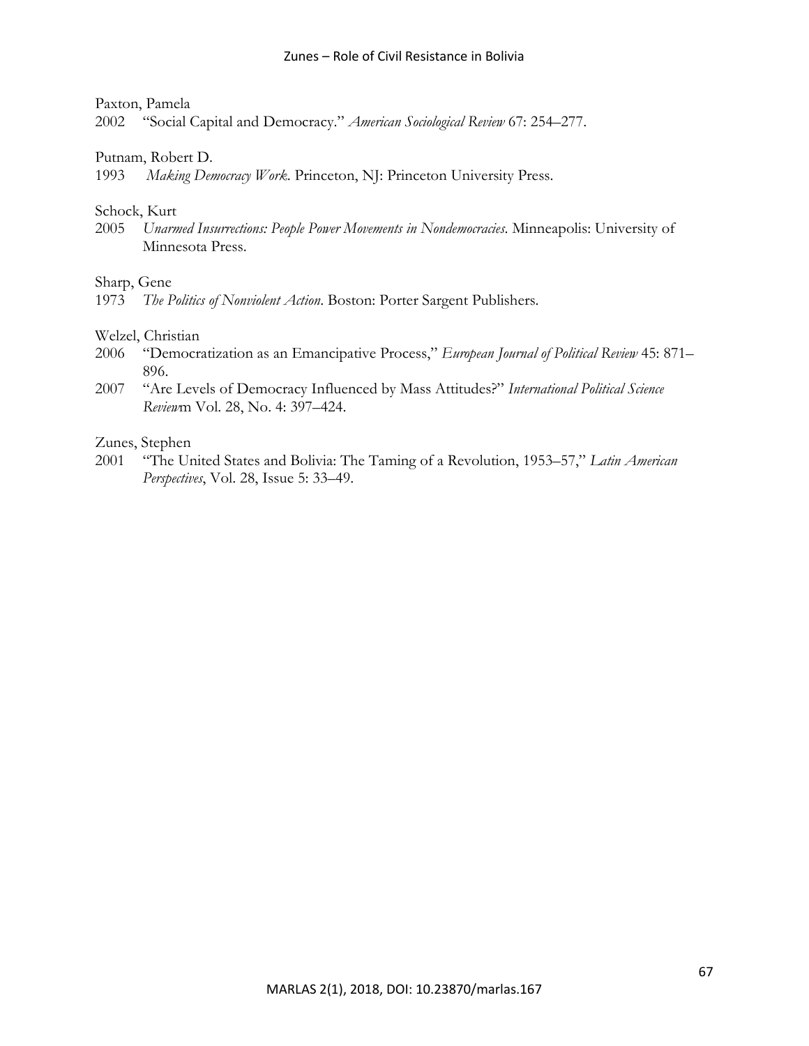Paxton, Pamela

2002 "Social Capital and Democracy." *American Sociological Review* 67: 254–277.

Putnam, Robert D.

1993 *Making Democracy Work*. Princeton, NJ: Princeton University Press.

Schock, Kurt

2005 *Unarmed Insurrections: People Power Movements in Nondemocracies*. Minneapolis: University of Minnesota Press.

Sharp, Gene

1973 *The Politics of Nonviolent Action*. Boston: Porter Sargent Publishers.

Welzel, Christian

2006 "Democratization as an Emancipative Process," *European Journal of Political Review* 45: 871–896.

2007 "Are Levels of Democracy Influenced by Mass Attitudes?" *International Political Science Review*m Vol. 28, No. 4: 397–424.

Zunes, Stephen

2001 "The United States and Bolivia: The Taming of a Revolution, 1953–57," *Latin American Perspectives*, Vol. 28, Issue 5: 33–49.